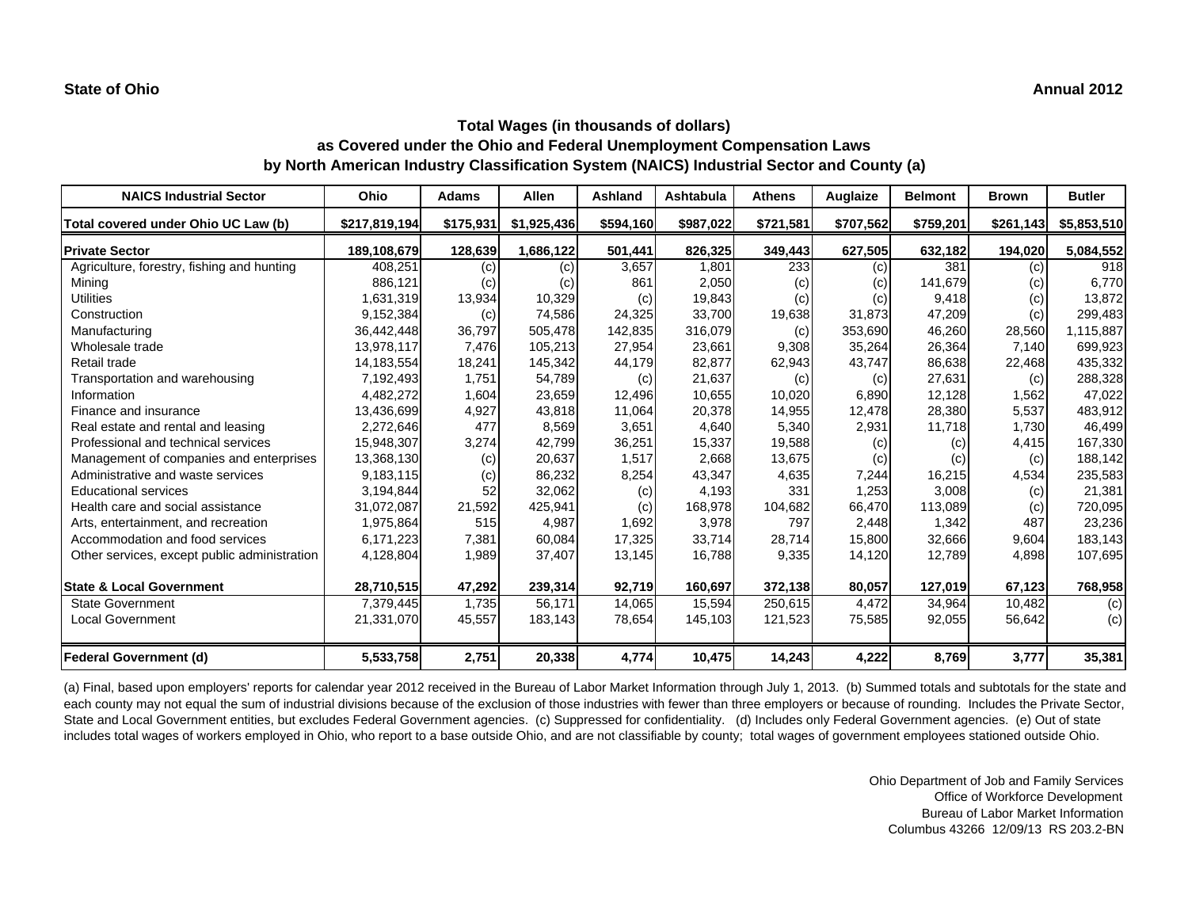**State of Ohio** **Annual 2012**

## Total Wages (in thousands of dollars)
## as Covered under the Ohio and Federal Unemployment Compensation Laws
## by North American Industry Classification System (NAICS) Industrial Sector and County (a)

| NAICS Industrial Sector | Ohio | Adams | Allen | Ashland | Ashtabula | Athens | Auglaize | Belmont | Brown | Butler |
|---|---|---|---|---|---|---|---|---|---|---|
| Total covered under Ohio UC Law (b) | $217,819,194 | $175,931 | $1,925,436 | $594,160 | $987,022 | $721,581 | $707,562 | $759,201 | $261,143 | $5,853,510 |
| **Private Sector** | **189,108,679** | **128,639** | **1,686,122** | **501,441** | **826,325** | **349,443** | **627,505** | **632,182** | **194,020** | **5,084,552** |
| Agriculture, forestry, fishing and hunting | 408,251 | (c) | (c) | 3,657 | 1,801 | 233 | (c) | 381 | (c) | 918 |
| Mining | 886,121 | (c) | (c) | 861 | 2,050 | (c) | (c) | 141,679 | (c) | 6,770 |
| Utilities | 1,631,319 | 13,934 | 10,329 | (c) | 19,843 | (c) | (c) | 9,418 | (c) | 13,872 |
| Construction | 9,152,384 | (c) | 74,586 | 24,325 | 33,700 | 19,638 | 31,873 | 47,209 | (c) | 299,483 |
| Manufacturing | 36,442,448 | 36,797 | 505,478 | 142,835 | 316,079 | (c) | 353,690 | 46,260 | 28,560 | 1,115,887 |
| Wholesale trade | 13,978,117 | 7,476 | 105,213 | 27,954 | 23,661 | 9,308 | 35,264 | 26,364 | 7,140 | 699,923 |
| Retail trade | 14,183,554 | 18,241 | 145,342 | 44,179 | 82,877 | 62,943 | 43,747 | 86,638 | 22,468 | 435,332 |
| Transportation and warehousing | 7,192,493 | 1,751 | 54,789 | (c) | 21,637 | (c) | (c) | 27,631 | (c) | 288,328 |
| Information | 4,482,272 | 1,604 | 23,659 | 12,496 | 10,655 | 10,020 | 6,890 | 12,128 | 1,562 | 47,022 |
| Finance and insurance | 13,436,699 | 4,927 | 43,818 | 11,064 | 20,378 | 14,955 | 12,478 | 28,380 | 5,537 | 483,912 |
| Real estate and rental and leasing | 2,272,646 | 477 | 8,569 | 3,651 | 4,640 | 5,340 | 2,931 | 11,718 | 1,730 | 46,499 |
| Professional and technical services | 15,948,307 | 3,274 | 42,799 | 36,251 | 15,337 | 19,588 | (c) | (c) | 4,415 | 167,330 |
| Management of companies and enterprises | 13,368,130 | (c) | 20,637 | 1,517 | 2,668 | 13,675 | (c) | (c) | (c) | 188,142 |
| Administrative and waste services | 9,183,115 | (c) | 86,232 | 8,254 | 43,347 | 4,635 | 7,244 | 16,215 | 4,534 | 235,583 |
| Educational services | 3,194,844 | 52 | 32,062 | (c) | 4,193 | 331 | 1,253 | 3,008 | (c) | 21,381 |
| Health care and social assistance | 31,072,087 | 21,592 | 425,941 | (c) | 168,978 | 104,682 | 66,470 | 113,089 | (c) | 720,095 |
| Arts, entertainment, and recreation | 1,975,864 | 515 | 4,987 | 1,692 | 3,978 | 797 | 2,448 | 1,342 | 487 | 23,236 |
| Accommodation and food services | 6,171,223 | 7,381 | 60,084 | 17,325 | 33,714 | 28,714 | 15,800 | 32,666 | 9,604 | 183,143 |
| Other services, except public administration | 4,128,804 | 1,989 | 37,407 | 13,145 | 16,788 | 9,335 | 14,120 | 12,789 | 4,898 | 107,695 |
| **State & Local Government** | **28,710,515** | **47,292** | **239,314** | **92,719** | **160,697** | **372,138** | **80,057** | **127,019** | **67,123** | **768,958** |
| State Government | 7,379,445 | 1,735 | 56,171 | 14,065 | 15,594 | 250,615 | 4,472 | 34,964 | 10,482 | (c) |
| Local Government | 21,331,070 | 45,557 | 183,143 | 78,654 | 145,103 | 121,523 | 75,585 | 92,055 | 56,642 | (c) |
| **Federal Government (d)** | **5,533,758** | **2,751** | **20,338** | **4,774** | **10,475** | **14,243** | **4,222** | **8,769** | **3,777** | **35,381** |

(a) Final, based upon employers' reports for calendar year 2012 received in the Bureau of Labor Market Information through July 1, 2013. (b) Summed totals and subtotals for the state and each county may not equal the sum of industrial divisions because of the exclusion of those industries with fewer than three employers or because of rounding. Includes the Private Sector, State and Local Government entities, but excludes Federal Government agencies. (c) Suppressed for confidentiality. (d) Includes only Federal Government agencies. (e) Out of state includes total wages of workers employed in Ohio, who report to a base outside Ohio, and are not classifiable by county; total wages of government employees stationed outside Ohio.

Ohio Department of Job and Family Services
Office of Workforce Development
Bureau of Labor Market Information
Columbus 43266 12/09/13 RS 203.2-BN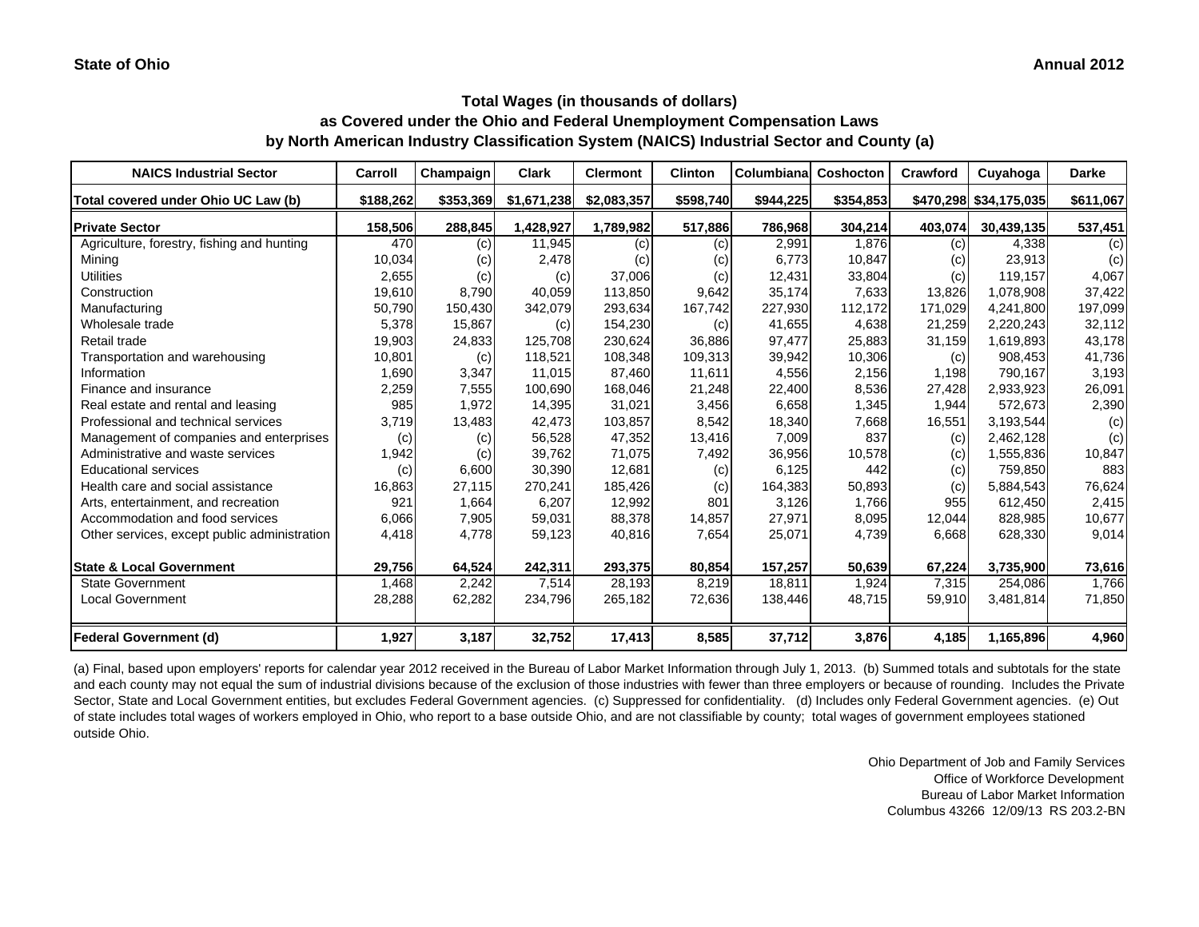**State of Ohio** **Annual 2012**

### Total Wages (in thousands of dollars)
### as Covered under the Ohio and Federal Unemployment Compensation Laws
### by North American Industry Classification System (NAICS) Industrial Sector and County (a)

| NAICS Industrial Sector | Carroll | Champaign | Clark | Clermont | Clinton | Columbiana | Coshocton | Crawford | Cuyahoga | Darke |
|---|---|---|---|---|---|---|---|---|---|---|
| Total covered under Ohio UC Law (b) | $188,262 | $353,369 | $1,671,238 | $2,083,357 | $598,740 | $944,225 | $354,853 | $470,298 | $34,175,035 | $611,067 |
| **Private Sector** | **158,506** | **288,845** | **1,428,927** | **1,789,982** | **517,886** | **786,968** | **304,214** | **403,074** | **30,439,135** | **537,451** |
| Agriculture, forestry, fishing and hunting | 470 | (c) | 11,945 | (c) | (c) | 2,991 | 1,876 | (c) | 4,338 | (c) |
| Mining | 10,034 | (c) | 2,478 | (c) | (c) | 6,773 | 10,847 | (c) | 23,913 | (c) |
| Utilities | 2,655 | (c) | (c) | 37,006 | (c) | 12,431 | 33,804 | (c) | 119,157 | 4,067 |
| Construction | 19,610 | 8,790 | 40,059 | 113,850 | 9,642 | 35,174 | 7,633 | 13,826 | 1,078,908 | 37,422 |
| Manufacturing | 50,790 | 150,430 | 342,079 | 293,634 | 167,742 | 227,930 | 112,172 | 171,029 | 4,241,800 | 197,099 |
| Wholesale trade | 5,378 | 15,867 | (c) | 154,230 | (c) | 41,655 | 4,638 | 21,259 | 2,220,243 | 32,112 |
| Retail trade | 19,903 | 24,833 | 125,708 | 230,624 | 36,886 | 97,477 | 25,883 | 31,159 | 1,619,893 | 43,178 |
| Transportation and warehousing | 10,801 | (c) | 118,521 | 108,348 | 109,313 | 39,942 | 10,306 | (c) | 908,453 | 41,736 |
| Information | 1,690 | 3,347 | 11,015 | 87,460 | 11,611 | 4,556 | 2,156 | 1,198 | 790,167 | 3,193 |
| Finance and insurance | 2,259 | 7,555 | 100,690 | 168,046 | 21,248 | 22,400 | 8,536 | 27,428 | 2,933,923 | 26,091 |
| Real estate and rental and leasing | 985 | 1,972 | 14,395 | 31,021 | 3,456 | 6,658 | 1,345 | 1,944 | 572,673 | 2,390 |
| Professional and technical services | 3,719 | 13,483 | 42,473 | 103,857 | 8,542 | 18,340 | 7,668 | 16,551 | 3,193,544 | (c) |
| Management of companies and enterprises | (c) | (c) | 56,528 | 47,352 | 13,416 | 7,009 | 837 | (c) | 2,462,128 | (c) |
| Administrative and waste services | 1,942 | (c) | 39,762 | 71,075 | 7,492 | 36,956 | 10,578 | (c) | 1,555,836 | 10,847 |
| Educational services | (c) | 6,600 | 30,390 | 12,681 | (c) | 6,125 | 442 | (c) | 759,850 | 883 |
| Health care and social assistance | 16,863 | 27,115 | 270,241 | 185,426 | (c) | 164,383 | 50,893 | (c) | 5,884,543 | 76,624 |
| Arts, entertainment, and recreation | 921 | 1,664 | 6,207 | 12,992 | 801 | 3,126 | 1,766 | 955 | 612,450 | 2,415 |
| Accommodation and food services | 6,066 | 7,905 | 59,031 | 88,378 | 14,857 | 27,971 | 8,095 | 12,044 | 828,985 | 10,677 |
| Other services, except public administration | 4,418 | 4,778 | 59,123 | 40,816 | 7,654 | 25,071 | 4,739 | 6,668 | 628,330 | 9,014 |
| **State & Local Government** | **29,756** | **64,524** | **242,311** | **293,375** | **80,854** | **157,257** | **50,639** | **67,224** | **3,735,900** | **73,616** |
| State Government | 1,468 | 2,242 | 7,514 | 28,193 | 8,219 | 18,811 | 1,924 | 7,315 | 254,086 | 1,766 |
| Local Government | 28,288 | 62,282 | 234,796 | 265,182 | 72,636 | 138,446 | 48,715 | 59,910 | 3,481,814 | 71,850 |
| **Federal Government (d)** | **1,927** | **3,187** | **32,752** | **17,413** | **8,585** | **37,712** | **3,876** | **4,185** | **1,165,896** | **4,960** |

(a) Final, based upon employers' reports for calendar year 2012 received in the Bureau of Labor Market Information through July 1, 2013. (b) Summed totals and subtotals for the state and each county may not equal the sum of industrial divisions because of the exclusion of those industries with fewer than three employers or because of rounding. Includes the Private Sector, State and Local Government entities, but excludes Federal Government agencies. (c) Suppressed for confidentiality. (d) Includes only Federal Government agencies. (e) Out of state includes total wages of workers employed in Ohio, who report to a base outside Ohio, and are not classifiable by county; total wages of government employees stationed outside Ohio.

Ohio Department of Job and Family Services
Office of Workforce Development
Bureau of Labor Market Information
Columbus 43266 12/09/13 RS 203.2-BN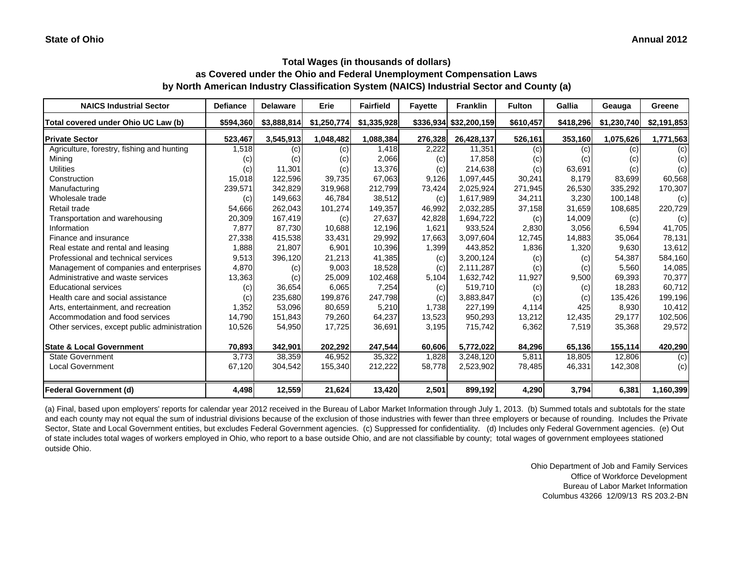**State of Ohio** **Annual 2012**

## Total Wages (in thousands of dollars)
## as Covered under the Ohio and Federal Unemployment Compensation Laws
## by North American Industry Classification System (NAICS) Industrial Sector and County (a)

| NAICS Industrial Sector | Defiance | Delaware | Erie | Fairfield | Fayette | Franklin | Fulton | Gallia | Geauga | Greene |
|---|---|---|---|---|---|---|---|---|---|---|
| **Total covered under Ohio UC Law (b)** | **$594,360** | **$3,888,814** | **$1,250,774** | **$1,335,928** | **$336,934** | **$32,200,159** | **$610,457** | **$418,296** | **$1,230,740** | **$2,191,853** |
| **Private Sector** | **523,467** | **3,545,913** | **1,048,482** | **1,088,384** | **276,328** | **26,428,137** | **526,161** | **353,160** | **1,075,626** | **1,771,563** |
| Agriculture, forestry, fishing and hunting | 1,518 | (c) | (c) | 1,418 | 2,222 | 11,351 | (c) | (c) | (c) | (c) |
| Mining | (c) | (c) | (c) | 2,066 | (c) | 17,858 | (c) | (c) | (c) | (c) |
| Utilities | (c) | 11,301 | (c) | 13,376 | (c) | 214,638 | (c) | 63,691 | (c) | (c) |
| Construction | 15,018 | 122,596 | 39,735 | 67,063 | 9,126 | 1,097,445 | 30,241 | 8,179 | 83,699 | 60,568 |
| Manufacturing | 239,571 | 342,829 | 319,968 | 212,799 | 73,424 | 2,025,924 | 271,945 | 26,530 | 335,292 | 170,307 |
| Wholesale trade | (c) | 149,663 | 46,784 | 38,512 | (c) | 1,617,989 | 34,211 | 3,230 | 100,148 | (c) |
| Retail trade | 54,666 | 262,043 | 101,274 | 149,357 | 46,992 | 2,032,285 | 37,158 | 31,659 | 108,685 | 220,729 |
| Transportation and warehousing | 20,309 | 167,419 | (c) | 27,637 | 42,828 | 1,694,722 | (c) | 14,009 | (c) | (c) |
| Information | 7,877 | 87,730 | 10,688 | 12,196 | 1,621 | 933,524 | 2,830 | 3,056 | 6,594 | 41,705 |
| Finance and insurance | 27,338 | 415,538 | 33,431 | 29,992 | 17,663 | 3,097,604 | 12,745 | 14,883 | 35,064 | 78,131 |
| Real estate and rental and leasing | 1,888 | 21,807 | 6,901 | 10,396 | 1,399 | 443,852 | 1,836 | 1,320 | 9,630 | 13,612 |
| Professional and technical services | 9,513 | 396,120 | 21,213 | 41,385 | (c) | 3,200,124 | (c) | (c) | 54,387 | 584,160 |
| Management of companies and enterprises | 4,870 | (c) | 9,003 | 18,528 | (c) | 2,111,287 | (c) | (c) | 5,560 | 14,085 |
| Administrative and waste services | 13,363 | (c) | 25,009 | 102,468 | 5,104 | 1,632,742 | 11,927 | 9,500 | 69,393 | 70,377 |
| Educational services | (c) | 36,654 | 6,065 | 7,254 | (c) | 519,710 | (c) | (c) | 18,283 | 60,712 |
| Health care and social assistance | (c) | 235,680 | 199,876 | 247,798 | (c) | 3,883,847 | (c) | (c) | 135,426 | 199,196 |
| Arts, entertainment, and recreation | 1,352 | 53,096 | 80,659 | 5,210 | 1,738 | 227,199 | 4,114 | 425 | 8,930 | 10,412 |
| Accommodation and food services | 14,790 | 151,843 | 79,260 | 64,237 | 13,523 | 950,293 | 13,212 | 12,435 | 29,177 | 102,506 |
| Other services, except public administration | 10,526 | 54,950 | 17,725 | 36,691 | 3,195 | 715,742 | 6,362 | 7,519 | 35,368 | 29,572 |
| **State & Local Government** | **70,893** | **342,901** | **202,292** | **247,544** | **60,606** | **5,772,022** | **84,296** | **65,136** | **155,114** | **420,290** |
| State Government | 3,773 | 38,359 | 46,952 | 35,322 | 1,828 | 3,248,120 | 5,811 | 18,805 | 12,806 | (c) |
| Local Government | 67,120 | 304,542 | 155,340 | 212,222 | 58,778 | 2,523,902 | 78,485 | 46,331 | 142,308 | (c) |
| **Federal Government (d)** | **4,498** | **12,559** | **21,624** | **13,420** | **2,501** | **899,192** | **4,290** | **3,794** | **6,381** | **1,160,399** |

(a) Final, based upon employers' reports for calendar year 2012 received in the Bureau of Labor Market Information through July 1, 2013. (b) Summed totals and subtotals for the state and each county may not equal the sum of industrial divisions because of the exclusion of those industries with fewer than three employers or because of rounding. Includes the Private Sector, State and Local Government entities, but excludes Federal Government agencies. (c) Suppressed for confidentiality. (d) Includes only Federal Government agencies. (e) Out of state includes total wages of workers employed in Ohio, who report to a base outside Ohio, and are not classifiable by county; total wages of government employees stationed outside Ohio.

Ohio Department of Job and Family Services
Office of Workforce Development
Bureau of Labor Market Information
Columbus 43266 12/09/13 RS 203.2-BN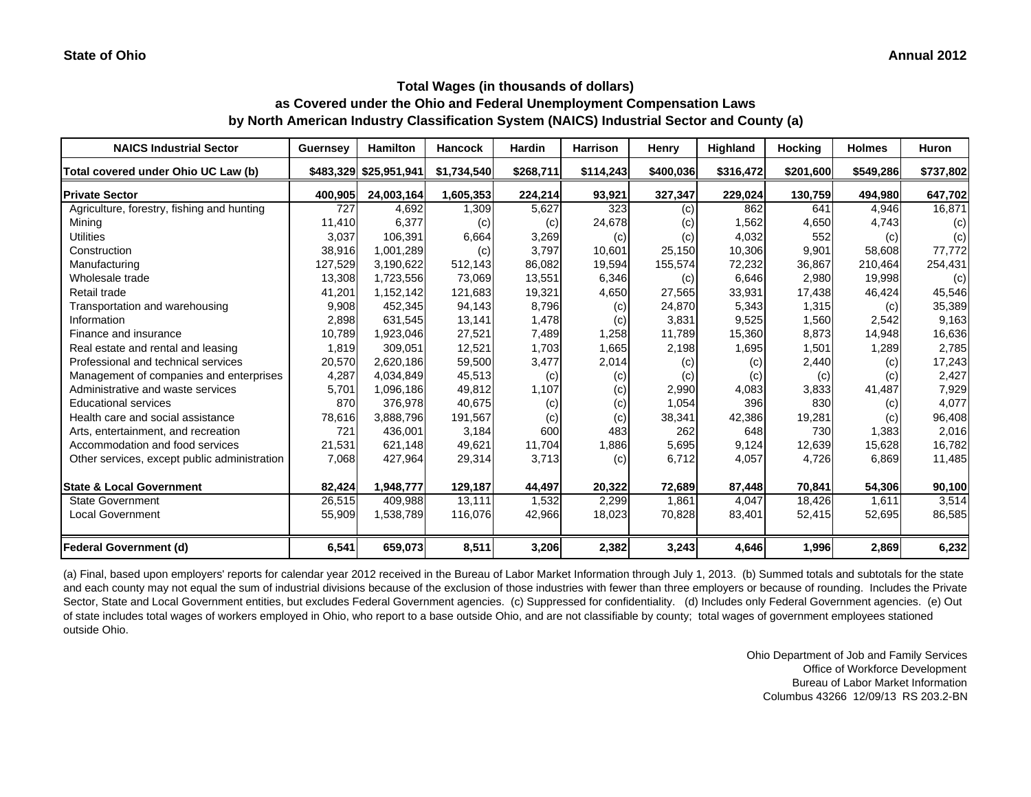**State of Ohio** **Annual 2012**

### Total Wages (in thousands of dollars)
### as Covered under the Ohio and Federal Unemployment Compensation Laws
### by North American Industry Classification System (NAICS) Industrial Sector and County (a)

| NAICS Industrial Sector | Guernsey | Hamilton | Hancock | Hardin | Harrison | Henry | Highland | Hocking | Holmes | Huron |
|---|---|---|---|---|---|---|---|---|---|---|
| Total covered under Ohio UC Law (b) | $483,329 | $25,951,941 | $1,734,540 | $268,711 | $114,243 | $400,036 | $316,472 | $201,600 | $549,286 | $737,802 |
| **Private Sector** | **400,905** | **24,003,164** | **1,605,353** | **224,214** | **93,921** | **327,347** | **229,024** | **130,759** | **494,980** | **647,702** |
| Agriculture, forestry, fishing and hunting | 727 | 4,692 | 1,309 | 5,627 | 323 | (c) | 862 | 641 | 4,946 | 16,871 |
| Mining | 11,410 | 6,377 | (c) | (c) | 24,678 | (c) | 1,562 | 4,650 | 4,743 | (c) |
| Utilities | 3,037 | 106,391 | 6,664 | 3,269 | (c) | (c) | 4,032 | 552 | (c) | (c) |
| Construction | 38,916 | 1,001,289 | (c) | 3,797 | 10,601 | 25,150 | 10,306 | 9,901 | 58,608 | 77,772 |
| Manufacturing | 127,529 | 3,190,622 | 512,143 | 86,082 | 19,594 | 155,574 | 72,232 | 36,867 | 210,464 | 254,431 |
| Wholesale trade | 13,308 | 1,723,556 | 73,069 | 13,551 | 6,346 | (c) | 6,646 | 2,980 | 19,998 | (c) |
| Retail trade | 41,201 | 1,152,142 | 121,683 | 19,321 | 4,650 | 27,565 | 33,931 | 17,438 | 46,424 | 45,546 |
| Transportation and warehousing | 9,908 | 452,345 | 94,143 | 8,796 | (c) | 24,870 | 5,343 | 1,315 | (c) | 35,389 |
| Information | 2,898 | 631,545 | 13,141 | 1,478 | (c) | 3,831 | 9,525 | 1,560 | 2,542 | 9,163 |
| Finance and insurance | 10,789 | 1,923,046 | 27,521 | 7,489 | 1,258 | 11,789 | 15,360 | 8,873 | 14,948 | 16,636 |
| Real estate and rental and leasing | 1,819 | 309,051 | 12,521 | 1,703 | 1,665 | 2,198 | 1,695 | 1,501 | 1,289 | 2,785 |
| Professional and technical services | 20,570 | 2,620,186 | 59,500 | 3,477 | 2,014 | (c) | (c) | 2,440 | (c) | 17,243 |
| Management of companies and enterprises | 4,287 | 4,034,849 | 45,513 | (c) | (c) | (c) | (c) | (c) | (c) | 2,427 |
| Administrative and waste services | 5,701 | 1,096,186 | 49,812 | 1,107 | (c) | 2,990 | 4,083 | 3,833 | 41,487 | 7,929 |
| Educational services | 870 | 376,978 | 40,675 | (c) | (c) | 1,054 | 396 | 830 | (c) | 4,077 |
| Health care and social assistance | 78,616 | 3,888,796 | 191,567 | (c) | (c) | 38,341 | 42,386 | 19,281 | (c) | 96,408 |
| Arts, entertainment, and recreation | 721 | 436,001 | 3,184 | 600 | 483 | 262 | 648 | 730 | 1,383 | 2,016 |
| Accommodation and food services | 21,531 | 621,148 | 49,621 | 11,704 | 1,886 | 5,695 | 9,124 | 12,639 | 15,628 | 16,782 |
| Other services, except public administration | 7,068 | 427,964 | 29,314 | 3,713 | (c) | 6,712 | 4,057 | 4,726 | 6,869 | 11,485 |
| **State & Local Government** | **82,424** | **1,948,777** | **129,187** | **44,497** | **20,322** | **72,689** | **87,448** | **70,841** | **54,306** | **90,100** |
| State Government | 26,515 | 409,988 | 13,111 | 1,532 | 2,299 | 1,861 | 4,047 | 18,426 | 1,611 | 3,514 |
| Local Government | 55,909 | 1,538,789 | 116,076 | 42,966 | 18,023 | 70,828 | 83,401 | 52,415 | 52,695 | 86,585 |
| **Federal Government (d)** | **6,541** | **659,073** | **8,511** | **3,206** | **2,382** | **3,243** | **4,646** | **1,996** | **2,869** | **6,232** |

(a) Final, based upon employers' reports for calendar year 2012 received in the Bureau of Labor Market Information through July 1, 2013. (b) Summed totals and subtotals for the state and each county may not equal the sum of industrial divisions because of the exclusion of those industries with fewer than three employers or because of rounding. Includes the Private Sector, State and Local Government entities, but excludes Federal Government agencies. (c) Suppressed for confidentiality. (d) Includes only Federal Government agencies. (e) Out of state includes total wages of workers employed in Ohio, who report to a base outside Ohio, and are not classifiable by county; total wages of government employees stationed outside Ohio.

Ohio Department of Job and Family Services
Office of Workforce Development
Bureau of Labor Market Information
Columbus 43266 12/09/13 RS 203.2-BN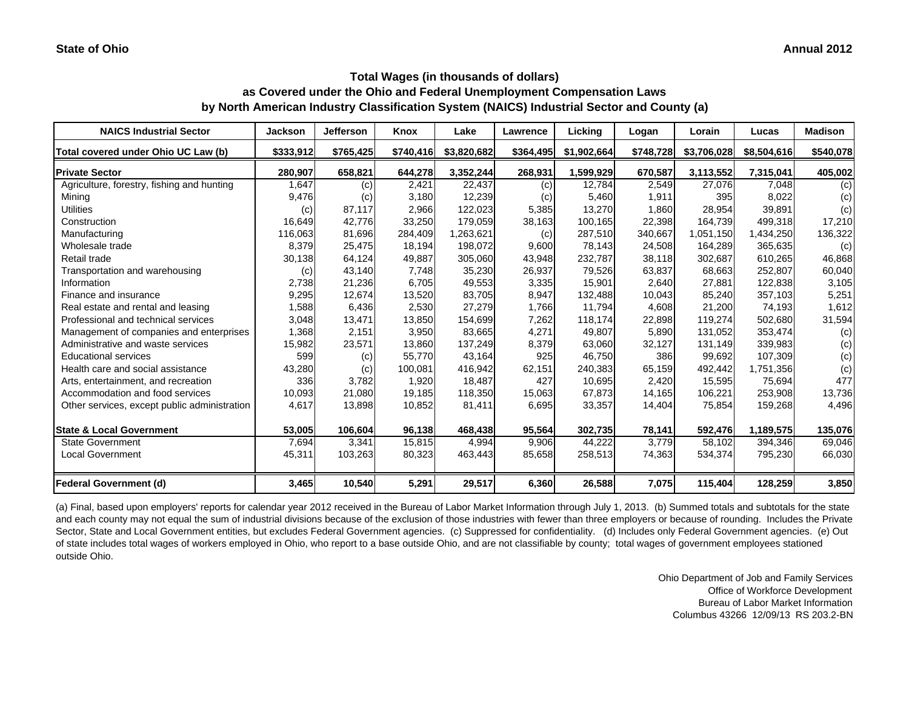**State of Ohio** **Annual 2012**

## Total Wages (in thousands of dollars)
## as Covered under the Ohio and Federal Unemployment Compensation Laws
## by North American Industry Classification System (NAICS) Industrial Sector and County (a)

| NAICS Industrial Sector | Jackson | Jefferson | Knox | Lake | Lawrence | Licking | Logan | Lorain | Lucas | Madison |
|---|---|---|---|---|---|---|---|---|---|---|
| **Total covered under Ohio UC Law (b)** | **$333,912** | **$765,425** | **$740,416** | **$3,820,682** | **$364,495** | **$1,902,664** | **$748,728** | **$3,706,028** | **$8,504,616** | **$540,078** |
| **Private Sector** | **280,907** | **658,821** | **644,278** | **3,352,244** | **268,931** | **1,599,929** | **670,587** | **3,113,552** | **7,315,041** | **405,002** |
| Agriculture, forestry, fishing and hunting | 1,647 | (c) | 2,421 | 22,437 | (c) | 12,784 | 2,549 | 27,076 | 7,048 | (c) |
| Mining | 9,476 | (c) | 3,180 | 12,239 | (c) | 5,460 | 1,911 | 395 | 8,022 | (c) |
| Utilities | (c) | 87,117 | 2,966 | 122,023 | 5,385 | 13,270 | 1,860 | 28,954 | 39,891 | (c) |
| Construction | 16,649 | 42,776 | 33,250 | 179,059 | 38,163 | 100,165 | 22,398 | 164,739 | 499,318 | 17,210 |
| Manufacturing | 116,063 | 81,696 | 284,409 | 1,263,621 | (c) | 287,510 | 340,667 | 1,051,150 | 1,434,250 | 136,322 |
| Wholesale trade | 8,379 | 25,475 | 18,194 | 198,072 | 9,600 | 78,143 | 24,508 | 164,289 | 365,635 | (c) |
| Retail trade | 30,138 | 64,124 | 49,887 | 305,060 | 43,948 | 232,787 | 38,118 | 302,687 | 610,265 | 46,868 |
| Transportation and warehousing | (c) | 43,140 | 7,748 | 35,230 | 26,937 | 79,526 | 63,837 | 68,663 | 252,807 | 60,040 |
| Information | 2,738 | 21,236 | 6,705 | 49,553 | 3,335 | 15,901 | 2,640 | 27,881 | 122,838 | 3,105 |
| Finance and insurance | 9,295 | 12,674 | 13,520 | 83,705 | 8,947 | 132,488 | 10,043 | 85,240 | 357,103 | 5,251 |
| Real estate and rental and leasing | 1,588 | 6,436 | 2,530 | 27,279 | 1,766 | 11,794 | 4,608 | 21,200 | 74,193 | 1,612 |
| Professional and technical services | 3,048 | 13,471 | 13,850 | 154,699 | 7,262 | 118,174 | 22,898 | 119,274 | 502,680 | 31,594 |
| Management of companies and enterprises | 1,368 | 2,151 | 3,950 | 83,665 | 4,271 | 49,807 | 5,890 | 131,052 | 353,474 | (c) |
| Administrative and waste services | 15,982 | 23,571 | 13,860 | 137,249 | 8,379 | 63,060 | 32,127 | 131,149 | 339,983 | (c) |
| Educational services | 599 | (c) | 55,770 | 43,164 | 925 | 46,750 | 386 | 99,692 | 107,309 | (c) |
| Health care and social assistance | 43,280 | (c) | 100,081 | 416,942 | 62,151 | 240,383 | 65,159 | 492,442 | 1,751,356 | (c) |
| Arts, entertainment, and recreation | 336 | 3,782 | 1,920 | 18,487 | 427 | 10,695 | 2,420 | 15,595 | 75,694 | 477 |
| Accommodation and food services | 10,093 | 21,080 | 19,185 | 118,350 | 15,063 | 67,873 | 14,165 | 106,221 | 253,908 | 13,736 |
| Other services, except public administration | 4,617 | 13,898 | 10,852 | 81,411 | 6,695 | 33,357 | 14,404 | 75,854 | 159,268 | 4,496 |
| **State & Local Government** | **53,005** | **106,604** | **96,138** | **468,438** | **95,564** | **302,735** | **78,141** | **592,476** | **1,189,575** | **135,076** |
| State Government | 7,694 | 3,341 | 15,815 | 4,994 | 9,906 | 44,222 | 3,779 | 58,102 | 394,346 | 69,046 |
| Local Government | 45,311 | 103,263 | 80,323 | 463,443 | 85,658 | 258,513 | 74,363 | 534,374 | 795,230 | 66,030 |
| **Federal Government (d)** | **3,465** | **10,540** | **5,291** | **29,517** | **6,360** | **26,588** | **7,075** | **115,404** | **128,259** | **3,850** |

(a) Final, based upon employers' reports for calendar year 2012 received in the Bureau of Labor Market Information through July 1, 2013. (b) Summed totals and subtotals for the state and each county may not equal the sum of industrial divisions because of the exclusion of those industries with fewer than three employers or because of rounding. Includes the Private Sector, State and Local Government entities, but excludes Federal Government agencies. (c) Suppressed for confidentiality. (d) Includes only Federal Government agencies. (e) Out of state includes total wages of workers employed in Ohio, who report to a base outside Ohio, and are not classifiable by county; total wages of government employees stationed outside Ohio.

Ohio Department of Job and Family Services
Office of Workforce Development
Bureau of Labor Market Information
Columbus 43266 12/09/13 RS 203.2-BN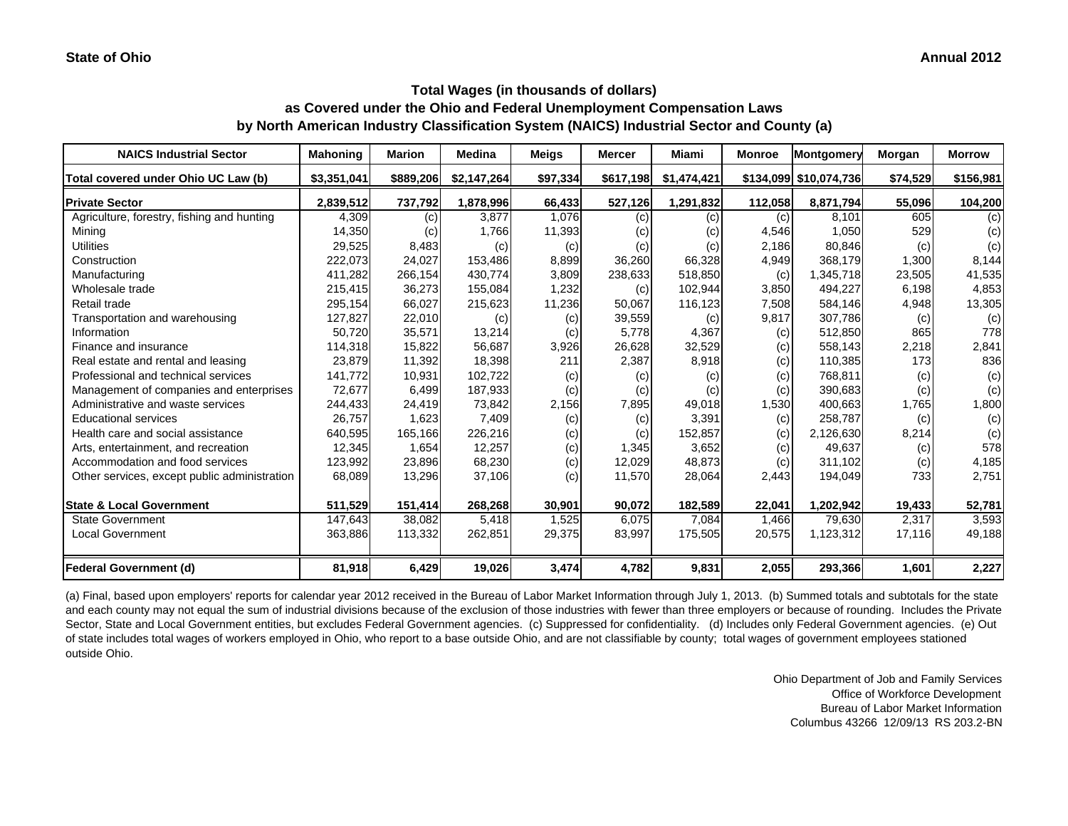**State of Ohio** **Annual 2012**

### Total Wages (in thousands of dollars)
### as Covered under the Ohio and Federal Unemployment Compensation Laws
### by North American Industry Classification System (NAICS) Industrial Sector and County (a)

| NAICS Industrial Sector | Mahoning | Marion | Medina | Meigs | Mercer | Miami | Monroe | Montgomery | Morgan | Morrow |
|---|---|---|---|---|---|---|---|---|---|---|
| **Total covered under Ohio UC Law (b)** | **$3,351,041** | **$889,206** | **$2,147,264** | **$97,334** | **$617,198** | **$1,474,421** | **$134,099** | **$10,074,736** | **$74,529** | **$156,981** |
| **Private Sector** | **2,839,512** | **737,792** | **1,878,996** | **66,433** | **527,126** | **1,291,832** | **112,058** | **8,871,794** | **55,096** | **104,200** |
| Agriculture, forestry, fishing and hunting | 4,309 | (c) | 3,877 | 1,076 | (c) | (c) | (c) | 8,101 | 605 | (c) |
| Mining | 14,350 | (c) | 1,766 | 11,393 | (c) | (c) | 4,546 | 1,050 | 529 | (c) |
| Utilities | 29,525 | 8,483 | (c) | (c) | (c) | (c) | 2,186 | 80,846 | (c) | (c) |
| Construction | 222,073 | 24,027 | 153,486 | 8,899 | 36,260 | 66,328 | 4,949 | 368,179 | 1,300 | 8,144 |
| Manufacturing | 411,282 | 266,154 | 430,774 | 3,809 | 238,633 | 518,850 | (c) | 1,345,718 | 23,505 | 41,535 |
| Wholesale trade | 215,415 | 36,273 | 155,084 | 1,232 | (c) | 102,944 | 3,850 | 494,227 | 6,198 | 4,853 |
| Retail trade | 295,154 | 66,027 | 215,623 | 11,236 | 50,067 | 116,123 | 7,508 | 584,146 | 4,948 | 13,305 |
| Transportation and warehousing | 127,827 | 22,010 | (c) | (c) | 39,559 | (c) | 9,817 | 307,786 | (c) | (c) |
| Information | 50,720 | 35,571 | 13,214 | (c) | 5,778 | 4,367 | (c) | 512,850 | 865 | 778 |
| Finance and insurance | 114,318 | 15,822 | 56,687 | 3,926 | 26,628 | 32,529 | (c) | 558,143 | 2,218 | 2,841 |
| Real estate and rental and leasing | 23,879 | 11,392 | 18,398 | 211 | 2,387 | 8,918 | (c) | 110,385 | 173 | 836 |
| Professional and technical services | 141,772 | 10,931 | 102,722 | (c) | (c) | (c) | (c) | 768,811 | (c) | (c) |
| Management of companies and enterprises | 72,677 | 6,499 | 187,933 | (c) | (c) | (c) | (c) | 390,683 | (c) | (c) |
| Administrative and waste services | 244,433 | 24,419 | 73,842 | 2,156 | 7,895 | 49,018 | 1,530 | 400,663 | 1,765 | 1,800 |
| Educational services | 26,757 | 1,623 | 7,409 | (c) | (c) | 3,391 | (c) | 258,787 | (c) | (c) |
| Health care and social assistance | 640,595 | 165,166 | 226,216 | (c) | (c) | 152,857 | (c) | 2,126,630 | 8,214 | (c) |
| Arts, entertainment, and recreation | 12,345 | 1,654 | 12,257 | (c) | 1,345 | 3,652 | (c) | 49,637 | (c) | 578 |
| Accommodation and food services | 123,992 | 23,896 | 68,230 | (c) | 12,029 | 48,873 | (c) | 311,102 | (c) | 4,185 |
| Other services, except public administration | 68,089 | 13,296 | 37,106 | (c) | 11,570 | 28,064 | 2,443 | 194,049 | 733 | 2,751 |
| **State & Local Government** | **511,529** | **151,414** | **268,268** | **30,901** | **90,072** | **182,589** | **22,041** | **1,202,942** | **19,433** | **52,781** |
| State Government | 147,643 | 38,082 | 5,418 | 1,525 | 6,075 | 7,084 | 1,466 | 79,630 | 2,317 | 3,593 |
| Local Government | 363,886 | 113,332 | 262,851 | 29,375 | 83,997 | 175,505 | 20,575 | 1,123,312 | 17,116 | 49,188 |
| **Federal Government (d)** | **81,918** | **6,429** | **19,026** | **3,474** | **4,782** | **9,831** | **2,055** | **293,366** | **1,601** | **2,227** |

(a) Final, based upon employers' reports for calendar year 2012 received in the Bureau of Labor Market Information through July 1, 2013. (b) Summed totals and subtotals for the state and each county may not equal the sum of industrial divisions because of the exclusion of those industries with fewer than three employers or because of rounding. Includes the Private Sector, State and Local Government entities, but excludes Federal Government agencies. (c) Suppressed for confidentiality. (d) Includes only Federal Government agencies. (e) Out of state includes total wages of workers employed in Ohio, who report to a base outside Ohio, and are not classifiable by county; total wages of government employees stationed outside Ohio.

Ohio Department of Job and Family Services
Office of Workforce Development
Bureau of Labor Market Information
Columbus 43266 12/09/13 RS 203.2-BN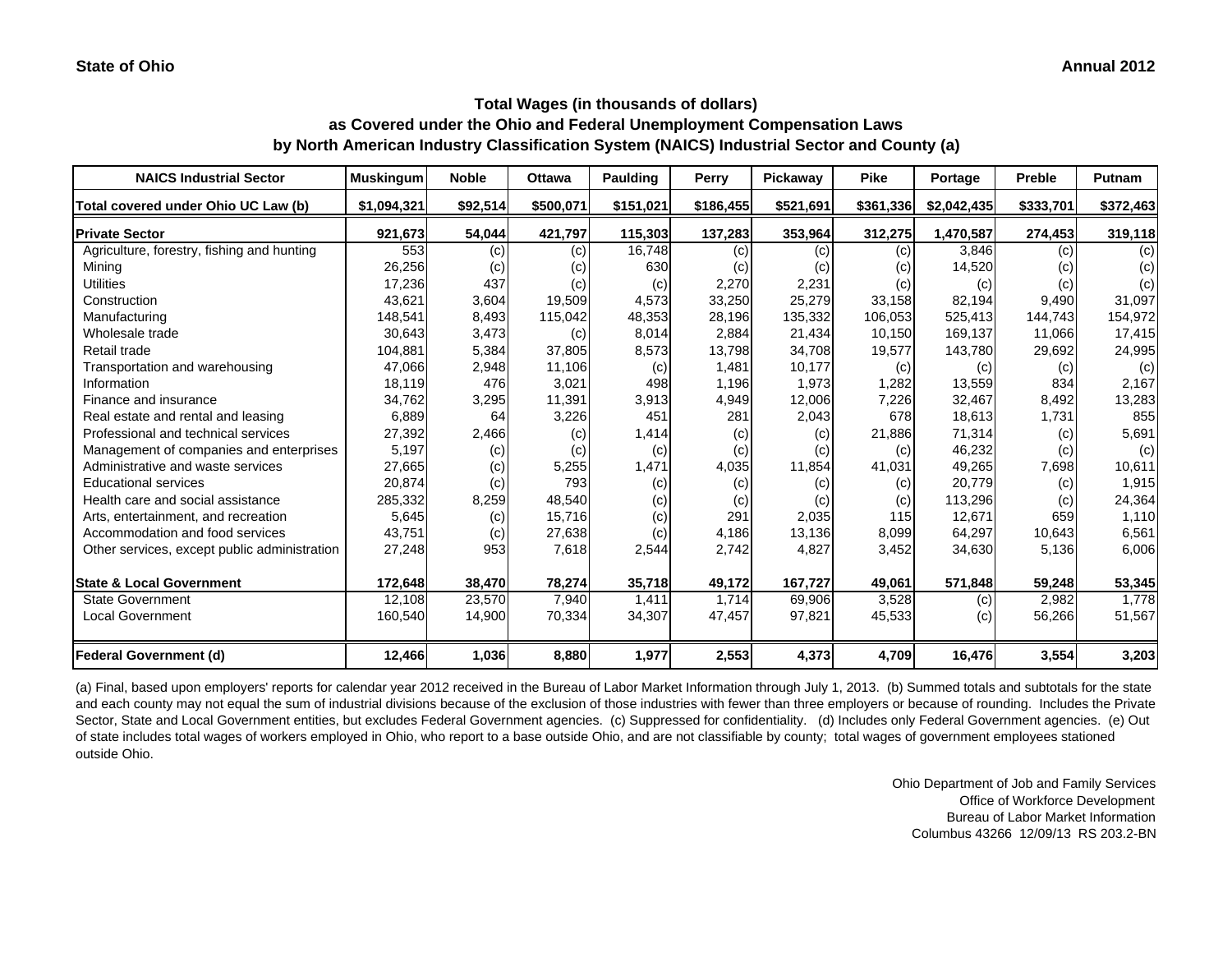**State of Ohio** **Annual 2012**

### Total Wages (in thousands of dollars)
### as Covered under the Ohio and Federal Unemployment Compensation Laws
### by North American Industry Classification System (NAICS) Industrial Sector and County (a)

| NAICS Industrial Sector | Muskingum | Noble | Ottawa | Paulding | Perry | Pickaway | Pike | Portage | Preble | Putnam |
|---|---|---|---|---|---|---|---|---|---|---|
| **Total covered under Ohio UC Law (b)** | **$1,094,321** | **$92,514** | **$500,071** | **$151,021** | **$186,455** | **$521,691** | **$361,336** | **$2,042,435** | **$333,701** | **$372,463** |
| **Private Sector** | **921,673** | **54,044** | **421,797** | **115,303** | **137,283** | **353,964** | **312,275** | **1,470,587** | **274,453** | **319,118** |
| Agriculture, forestry, fishing and hunting | 553 | (c) | (c) | 16,748 | (c) | (c) | (c) | 3,846 | (c) | (c) |
| Mining | 26,256 | (c) | (c) | 630 | (c) | (c) | (c) | 14,520 | (c) | (c) |
| Utilities | 17,236 | 437 | (c) | (c) | 2,270 | 2,231 | (c) | (c) | (c) | (c) |
| Construction | 43,621 | 3,604 | 19,509 | 4,573 | 33,250 | 25,279 | 33,158 | 82,194 | 9,490 | 31,097 |
| Manufacturing | 148,541 | 8,493 | 115,042 | 48,353 | 28,196 | 135,332 | 106,053 | 525,413 | 144,743 | 154,972 |
| Wholesale trade | 30,643 | 3,473 | (c) | 8,014 | 2,884 | 21,434 | 10,150 | 169,137 | 11,066 | 17,415 |
| Retail trade | 104,881 | 5,384 | 37,805 | 8,573 | 13,798 | 34,708 | 19,577 | 143,780 | 29,692 | 24,995 |
| Transportation and warehousing | 47,066 | 2,948 | 11,106 | (c) | 1,481 | 10,177 | (c) | (c) | (c) | (c) |
| Information | 18,119 | 476 | 3,021 | 498 | 1,196 | 1,973 | 1,282 | 13,559 | 834 | 2,167 |
| Finance and insurance | 34,762 | 3,295 | 11,391 | 3,913 | 4,949 | 12,006 | 7,226 | 32,467 | 8,492 | 13,283 |
| Real estate and rental and leasing | 6,889 | 64 | 3,226 | 451 | 281 | 2,043 | 678 | 18,613 | 1,731 | 855 |
| Professional and technical services | 27,392 | 2,466 | (c) | 1,414 | (c) | (c) | 21,886 | 71,314 | (c) | 5,691 |
| Management of companies and enterprises | 5,197 | (c) | (c) | (c) | (c) | (c) | (c) | 46,232 | (c) | (c) |
| Administrative and waste services | 27,665 | (c) | 5,255 | 1,471 | 4,035 | 11,854 | 41,031 | 49,265 | 7,698 | 10,611 |
| Educational services | 20,874 | (c) | 793 | (c) | (c) | (c) | (c) | 20,779 | (c) | 1,915 |
| Health care and social assistance | 285,332 | 8,259 | 48,540 | (c) | (c) | (c) | (c) | 113,296 | (c) | 24,364 |
| Arts, entertainment, and recreation | 5,645 | (c) | 15,716 | (c) | 291 | 2,035 | 115 | 12,671 | 659 | 1,110 |
| Accommodation and food services | 43,751 | (c) | 27,638 | (c) | 4,186 | 13,136 | 8,099 | 64,297 | 10,643 | 6,561 |
| Other services, except public administration | 27,248 | 953 | 7,618 | 2,544 | 2,742 | 4,827 | 3,452 | 34,630 | 5,136 | 6,006 |
| **State & Local Government** | **172,648** | **38,470** | **78,274** | **35,718** | **49,172** | **167,727** | **49,061** | **571,848** | **59,248** | **53,345** |
| State Government | 12,108 | 23,570 | 7,940 | 1,411 | 1,714 | 69,906 | 3,528 | (c) | 2,982 | 1,778 |
| Local Government | 160,540 | 14,900 | 70,334 | 34,307 | 47,457 | 97,821 | 45,533 | (c) | 56,266 | 51,567 |
| **Federal Government (d)** | **12,466** | **1,036** | **8,880** | **1,977** | **2,553** | **4,373** | **4,709** | **16,476** | **3,554** | **3,203** |

(a) Final, based upon employers' reports for calendar year 2012 received in the Bureau of Labor Market Information through July 1, 2013. (b) Summed totals and subtotals for the state and each county may not equal the sum of industrial divisions because of the exclusion of those industries with fewer than three employers or because of rounding. Includes the Private Sector, State and Local Government entities, but excludes Federal Government agencies. (c) Suppressed for confidentiality. (d) Includes only Federal Government agencies. (e) Out of state includes total wages of workers employed in Ohio, who report to a base outside Ohio, and are not classifiable by county; total wages of government employees stationed outside Ohio.

Ohio Department of Job and Family Services
Office of Workforce Development
Bureau of Labor Market Information
Columbus 43266 12/09/13 RS 203.2-BN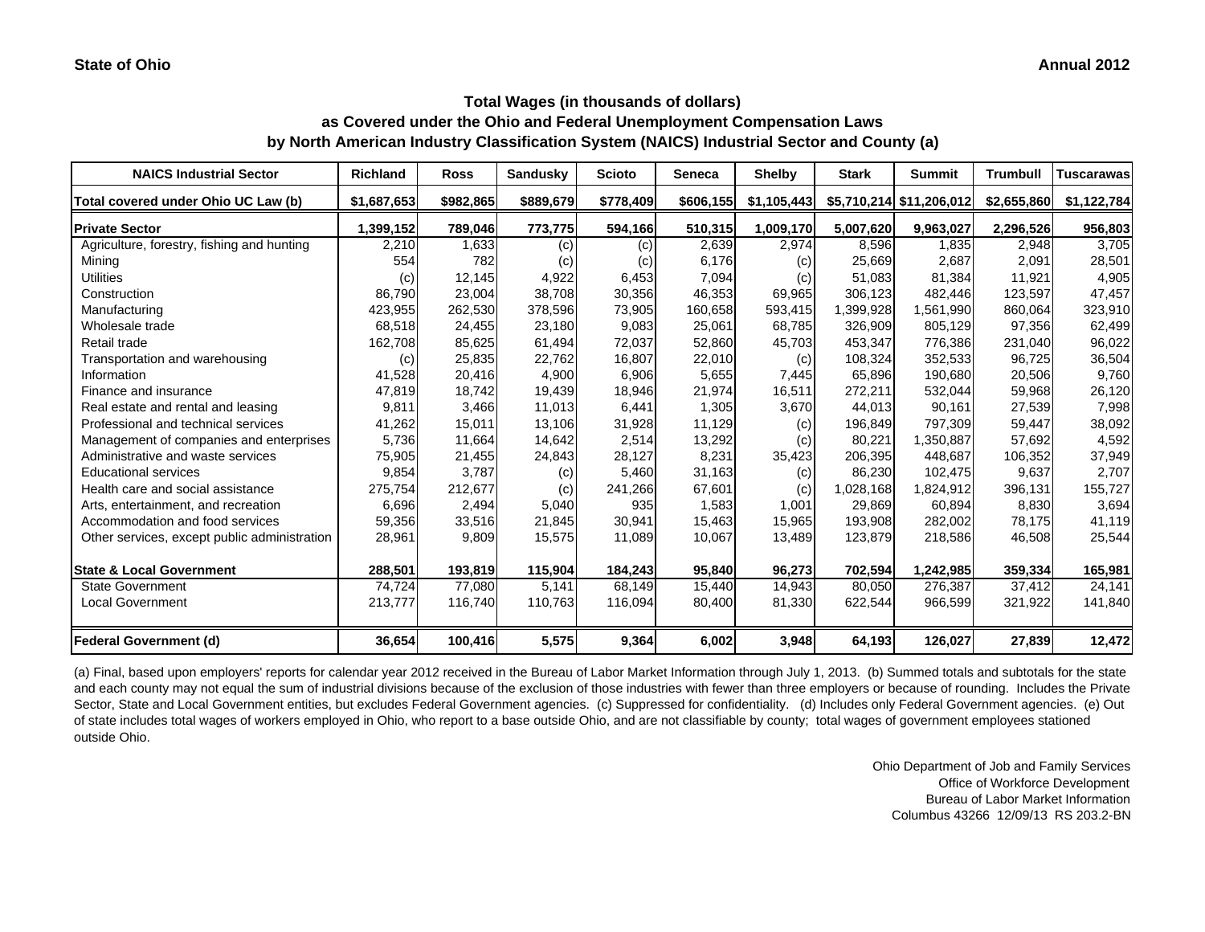State of Ohio

Annual 2012

## Total Wages (in thousands of dollars) as Covered under the Ohio and Federal Unemployment Compensation Laws by North American Industry Classification System (NAICS) Industrial Sector and County (a)

| NAICS Industrial Sector | Richland | Ross | Sandusky | Scioto | Seneca | Shelby | Stark | Summit | Trumbull | Tuscarawas |
|---|---|---|---|---|---|---|---|---|---|---|
| Total covered under Ohio UC Law (b) | $1,687,653 | $982,865 | $889,679 | $778,409 | $606,155 | $1,105,443 | $5,710,214 | $11,206,012 | $2,655,860 | $1,122,784 |
| **Private Sector** | **1,399,152** | **789,046** | **773,775** | **594,166** | **510,315** | **1,009,170** | **5,007,620** | **9,963,027** | **2,296,526** | **956,803** |
| Agriculture, forestry, fishing and hunting | 2,210 | 1,633 | (c) | (c) | 2,639 | 2,974 | 8,596 | 1,835 | 2,948 | 3,705 |
| Mining | 554 | 782 | (c) | (c) | 6,176 | (c) | 25,669 | 2,687 | 2,091 | 28,501 |
| Utilities | (c) | 12,145 | 4,922 | 6,453 | 7,094 | (c) | 51,083 | 81,384 | 11,921 | 4,905 |
| Construction | 86,790 | 23,004 | 38,708 | 30,356 | 46,353 | 69,965 | 306,123 | 482,446 | 123,597 | 47,457 |
| Manufacturing | 423,955 | 262,530 | 378,596 | 73,905 | 160,658 | 593,415 | 1,399,928 | 1,561,990 | 860,064 | 323,910 |
| Wholesale trade | 68,518 | 24,455 | 23,180 | 9,083 | 25,061 | 68,785 | 326,909 | 805,129 | 97,356 | 62,499 |
| Retail trade | 162,708 | 85,625 | 61,494 | 72,037 | 52,860 | 45,703 | 453,347 | 776,386 | 231,040 | 96,022 |
| Transportation and warehousing | (c) | 25,835 | 22,762 | 16,807 | 22,010 | (c) | 108,324 | 352,533 | 96,725 | 36,504 |
| Information | 41,528 | 20,416 | 4,900 | 6,906 | 5,655 | 7,445 | 65,896 | 190,680 | 20,506 | 9,760 |
| Finance and insurance | 47,819 | 18,742 | 19,439 | 18,946 | 21,974 | 16,511 | 272,211 | 532,044 | 59,968 | 26,120 |
| Real estate and rental and leasing | 9,811 | 3,466 | 11,013 | 6,441 | 1,305 | 3,670 | 44,013 | 90,161 | 27,539 | 7,998 |
| Professional and technical services | 41,262 | 15,011 | 13,106 | 31,928 | 11,129 | (c) | 196,849 | 797,309 | 59,447 | 38,092 |
| Management of companies and enterprises | 5,736 | 11,664 | 14,642 | 2,514 | 13,292 | (c) | 80,221 | 1,350,887 | 57,692 | 4,592 |
| Administrative and waste services | 75,905 | 21,455 | 24,843 | 28,127 | 8,231 | 35,423 | 206,395 | 448,687 | 106,352 | 37,949 |
| Educational services | 9,854 | 3,787 | (c) | 5,460 | 31,163 | (c) | 86,230 | 102,475 | 9,637 | 2,707 |
| Health care and social assistance | 275,754 | 212,677 | (c) | 241,266 | 67,601 | (c) | 1,028,168 | 1,824,912 | 396,131 | 155,727 |
| Arts, entertainment, and recreation | 6,696 | 2,494 | 5,040 | 935 | 1,583 | 1,001 | 29,869 | 60,894 | 8,830 | 3,694 |
| Accommodation and food services | 59,356 | 33,516 | 21,845 | 30,941 | 15,463 | 15,965 | 193,908 | 282,002 | 78,175 | 41,119 |
| Other services, except public administration | 28,961 | 9,809 | 15,575 | 11,089 | 10,067 | 13,489 | 123,879 | 218,586 | 46,508 | 25,544 |
| **State & Local Government** | **288,501** | **193,819** | **115,904** | **184,243** | **95,840** | **96,273** | **702,594** | **1,242,985** | **359,334** | **165,981** |
| State Government | 74,724 | 77,080 | 5,141 | 68,149 | 15,440 | 14,943 | 80,050 | 276,387 | 37,412 | 24,141 |
| Local Government | 213,777 | 116,740 | 110,763 | 116,094 | 80,400 | 81,330 | 622,544 | 966,599 | 321,922 | 141,840 |
| **Federal Government (d)** | **36,654** | **100,416** | **5,575** | **9,364** | **6,002** | **3,948** | **64,193** | **126,027** | **27,839** | **12,472** |

(a) Final, based upon employers' reports for calendar year 2012 received in the Bureau of Labor Market Information through July 1, 2013. (b) Summed totals and subtotals for the state and each county may not equal the sum of industrial divisions because of the exclusion of those industries with fewer than three employers or because of rounding. Includes the Private Sector, State and Local Government entities, but excludes Federal Government agencies. (c) Suppressed for confidentiality. (d) Includes only Federal Government agencies. (e) Out of state includes total wages of workers employed in Ohio, who report to a base outside Ohio, and are not classifiable by county; total wages of government employees stationed outside Ohio.

Ohio Department of Job and Family Services
Office of Workforce Development
Bureau of Labor Market Information
Columbus 43266 12/09/13 RS 203.2-BN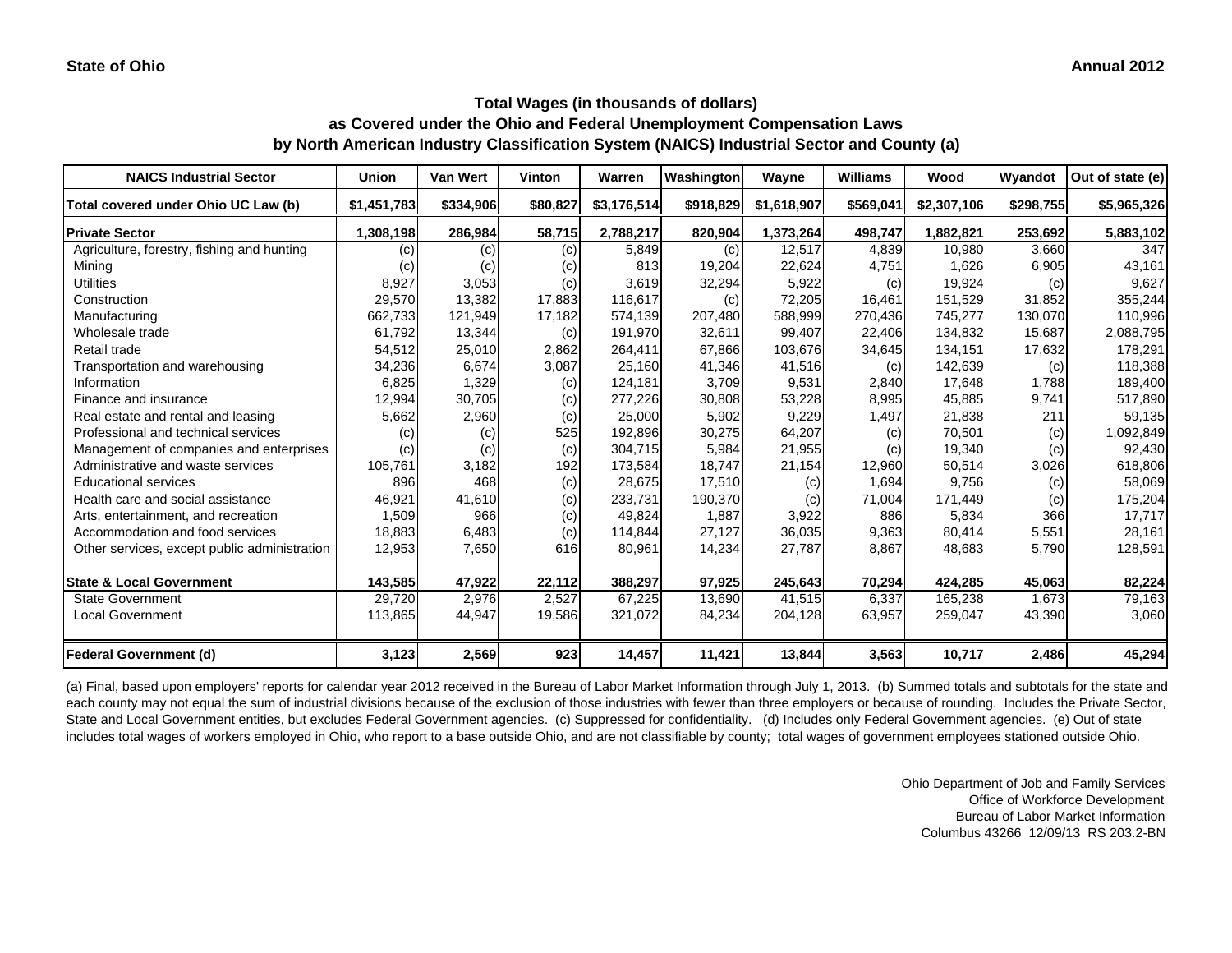**State of Ohio** **Annual 2012**

## Total Wages (in thousands of dollars)
## as Covered under the Ohio and Federal Unemployment Compensation Laws
## by North American Industry Classification System (NAICS) Industrial Sector and County (a)

| NAICS Industrial Sector | Union | Van Wert | Vinton | Warren | Washington | Wayne | Williams | Wood | Wyandot | Out of state (e) |
|---|---|---|---|---|---|---|---|---|---|---|
| Total covered under Ohio UC Law (b) | $1,451,783 | $334,906 | $80,827 | $3,176,514 | $918,829 | $1,618,907 | $569,041 | $2,307,106 | $298,755 | $5,965,326 |
| **Private Sector** | **1,308,198** | **286,984** | **58,715** | **2,788,217** | **820,904** | **1,373,264** | **498,747** | **1,882,821** | **253,692** | **5,883,102** |
| Agriculture, forestry, fishing and hunting | (c) | (c) | (c) | 5,849 | (c) | 12,517 | 4,839 | 10,980 | 3,660 | 347 |
| Mining | (c) | (c) | (c) | 813 | 19,204 | 22,624 | 4,751 | 1,626 | 6,905 | 43,161 |
| Utilities | 8,927 | 3,053 | (c) | 3,619 | 32,294 | 5,922 | (c) | 19,924 | (c) | 9,627 |
| Construction | 29,570 | 13,382 | 17,883 | 116,617 | (c) | 72,205 | 16,461 | 151,529 | 31,852 | 355,244 |
| Manufacturing | 662,733 | 121,949 | 17,182 | 574,139 | 207,480 | 588,999 | 270,436 | 745,277 | 130,070 | 110,996 |
| Wholesale trade | 61,792 | 13,344 | (c) | 191,970 | 32,611 | 99,407 | 22,406 | 134,832 | 15,687 | 2,088,795 |
| Retail trade | 54,512 | 25,010 | 2,862 | 264,411 | 67,866 | 103,676 | 34,645 | 134,151 | 17,632 | 178,291 |
| Transportation and warehousing | 34,236 | 6,674 | 3,087 | 25,160 | 41,346 | 41,516 | (c) | 142,639 | (c) | 118,388 |
| Information | 6,825 | 1,329 | (c) | 124,181 | 3,709 | 9,531 | 2,840 | 17,648 | 1,788 | 189,400 |
| Finance and insurance | 12,994 | 30,705 | (c) | 277,226 | 30,808 | 53,228 | 8,995 | 45,885 | 9,741 | 517,890 |
| Real estate and rental and leasing | 5,662 | 2,960 | (c) | 25,000 | 5,902 | 9,229 | 1,497 | 21,838 | 211 | 59,135 |
| Professional and technical services | (c) | (c) | 525 | 192,896 | 30,275 | 64,207 | (c) | 70,501 | (c) | 1,092,849 |
| Management of companies and enterprises | (c) | (c) | (c) | 304,715 | 5,984 | 21,955 | (c) | 19,340 | (c) | 92,430 |
| Administrative and waste services | 105,761 | 3,182 | 192 | 173,584 | 18,747 | 21,154 | 12,960 | 50,514 | 3,026 | 618,806 |
| Educational services | 896 | 468 | (c) | 28,675 | 17,510 | (c) | 1,694 | 9,756 | (c) | 58,069 |
| Health care and social assistance | 46,921 | 41,610 | (c) | 233,731 | 190,370 | (c) | 71,004 | 171,449 | (c) | 175,204 |
| Arts, entertainment, and recreation | 1,509 | 966 | (c) | 49,824 | 1,887 | 3,922 | 886 | 5,834 | 366 | 17,717 |
| Accommodation and food services | 18,883 | 6,483 | (c) | 114,844 | 27,127 | 36,035 | 9,363 | 80,414 | 5,551 | 28,161 |
| Other services, except public administration | 12,953 | 7,650 | 616 | 80,961 | 14,234 | 27,787 | 8,867 | 48,683 | 5,790 | 128,591 |
| **State & Local Government** | **143,585** | **47,922** | **22,112** | **388,297** | **97,925** | **245,643** | **70,294** | **424,285** | **45,063** | **82,224** |
| State Government | 29,720 | 2,976 | 2,527 | 67,225 | 13,690 | 41,515 | 6,337 | 165,238 | 1,673 | 79,163 |
| Local Government | 113,865 | 44,947 | 19,586 | 321,072 | 84,234 | 204,128 | 63,957 | 259,047 | 43,390 | 3,060 |
| **Federal Government (d)** | **3,123** | **2,569** | **923** | **14,457** | **11,421** | **13,844** | **3,563** | **10,717** | **2,486** | **45,294** |

(a) Final, based upon employers' reports for calendar year 2012 received in the Bureau of Labor Market Information through July 1, 2013. (b) Summed totals and subtotals for the state and each county may not equal the sum of industrial divisions because of the exclusion of those industries with fewer than three employers or because of rounding. Includes the Private Sector, State and Local Government entities, but excludes Federal Government agencies. (c) Suppressed for confidentiality. (d) Includes only Federal Government agencies. (e) Out of state includes total wages of workers employed in Ohio, who report to a base outside Ohio, and are not classifiable by county; total wages of government employees stationed outside Ohio.

Ohio Department of Job and Family Services
Office of Workforce Development
Bureau of Labor Market Information
Columbus 43266 12/09/13 RS 203.2-BN